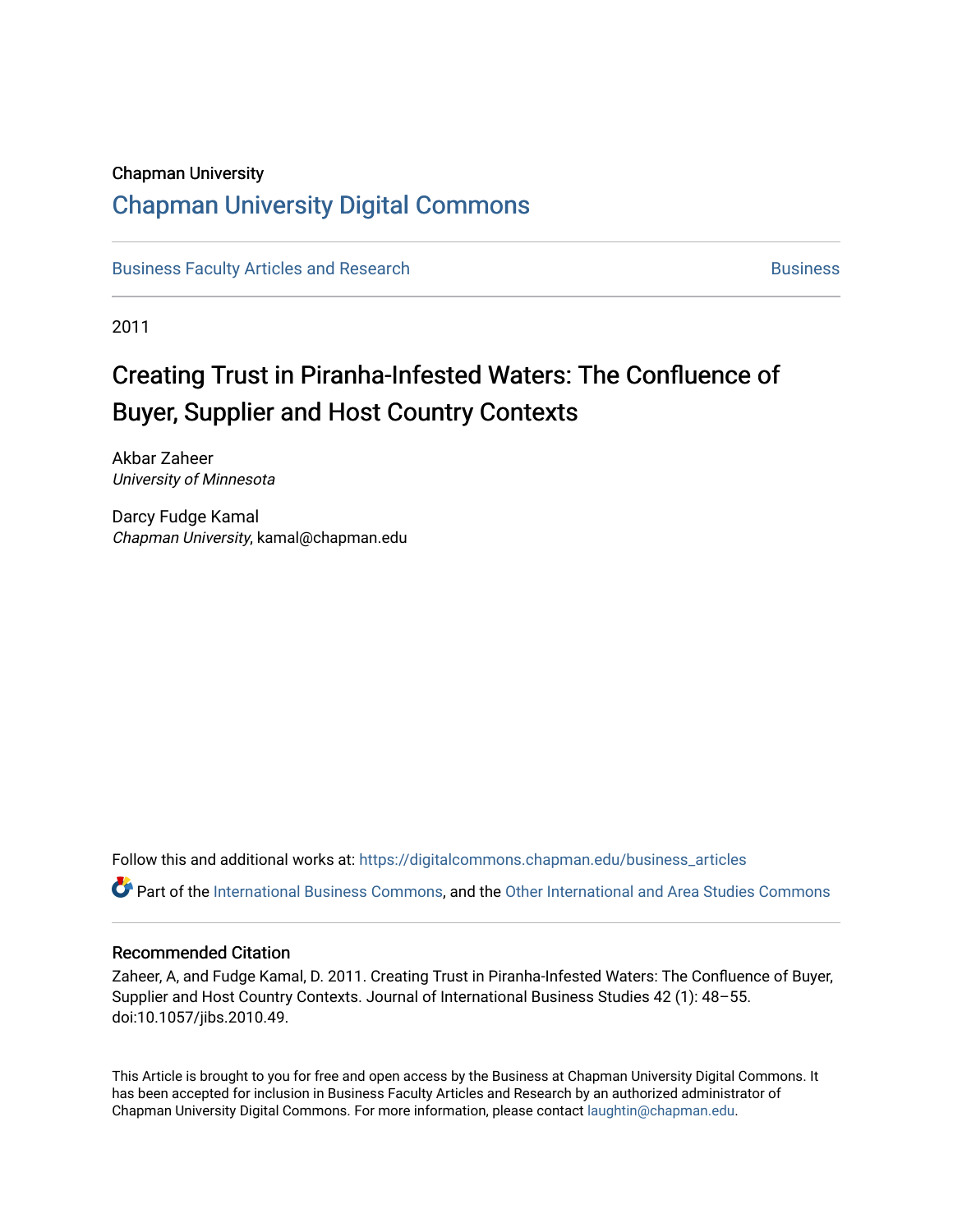Chapman University

# Chapman University Digital Commons

Business Faculty Articles and Research | Business

2011

# Creating Trust in Piranha-Infested Waters: The Confluence of Buyer, Supplier and Host Country Contexts

Akbar Zaheer
*University of Minnesota*

Darcy Fudge Kamal
*Chapman University*, kamal@chapman.edu

Follow this and additional works at: https://digitalcommons.chapman.edu/business_articles

Part of the International Business Commons, and the Other International and Area Studies Commons

## Recommended Citation

Zaheer, A, and Fudge Kamal, D. 2011. Creating Trust in Piranha-Infested Waters: The Confluence of Buyer, Supplier and Host Country Contexts. Journal of International Business Studies 42 (1): 48–55. doi:10.1057/jibs.2010.49.

This Article is brought to you for free and open access by the Business at Chapman University Digital Commons. It has been accepted for inclusion in Business Faculty Articles and Research by an authorized administrator of Chapman University Digital Commons. For more information, please contact laughtin@chapman.edu.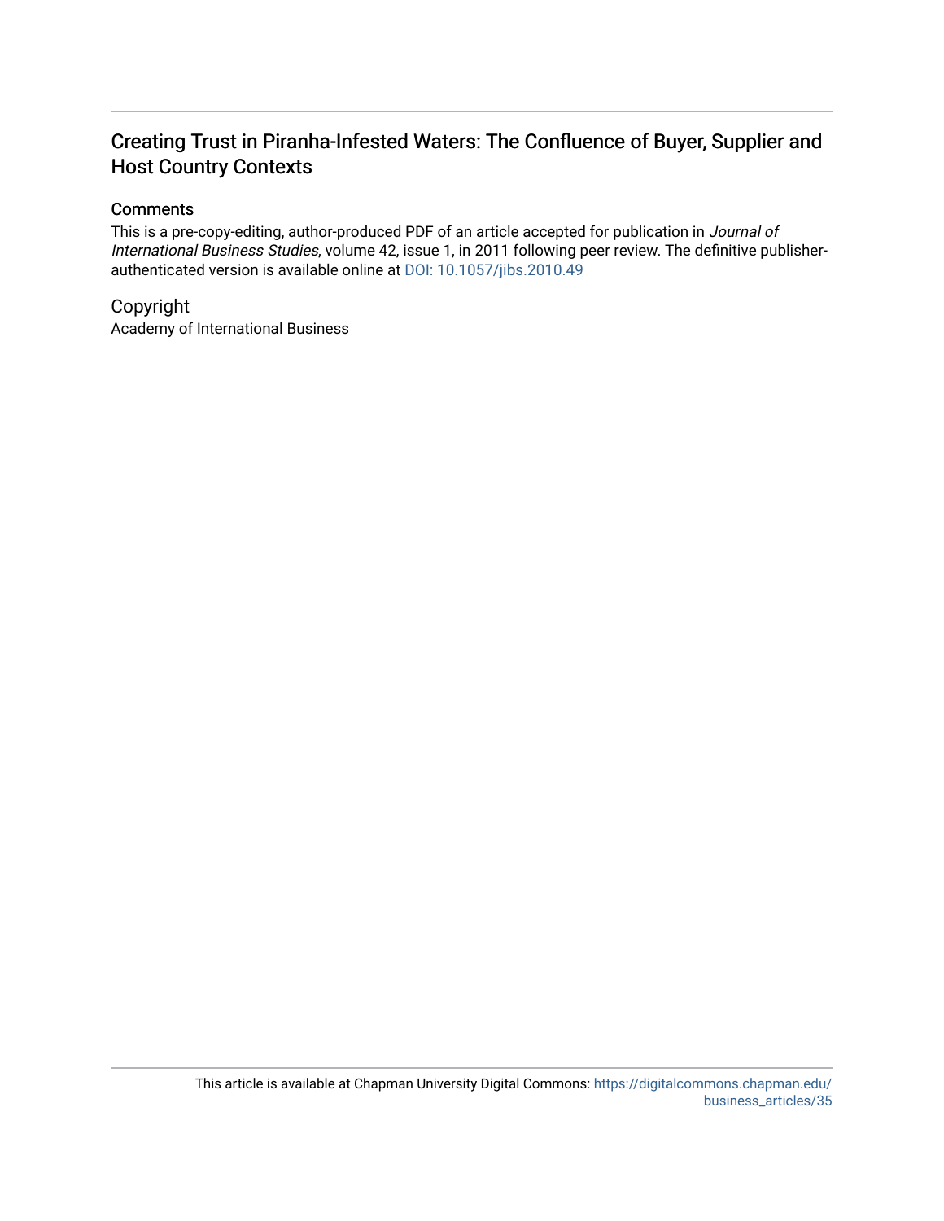# Creating Trust in Piranha-Infested Waters: The Confluence of Buyer, Supplier and Host Country Contexts

## Comments

This is a pre-copy-editing, author-produced PDF of an article accepted for publication in *Journal of International Business Studies*, volume 42, issue 1, in 2011 following peer review. The definitive publisher-authenticated version is available online at DOI: 10.1057/jibs.2010.49

## Copyright

Academy of International Business

This article is available at Chapman University Digital Commons: https://digitalcommons.chapman.edu/business_articles/35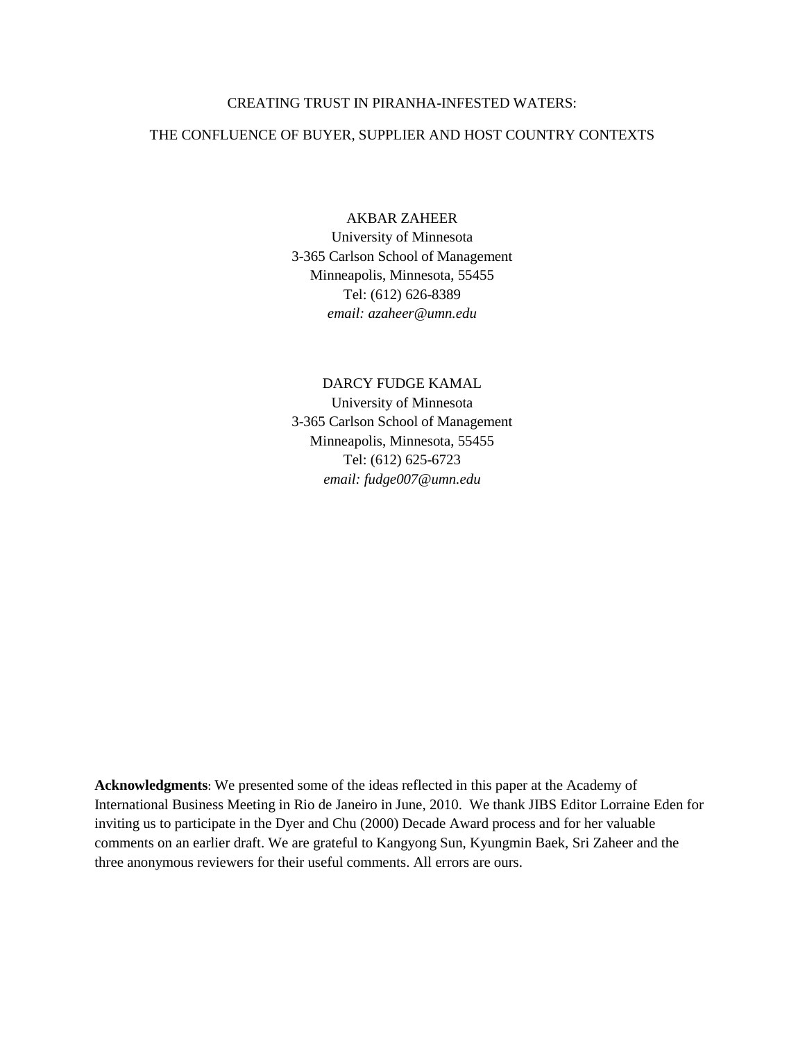# CREATING TRUST IN PIRANHA-INFESTED WATERS:

# THE CONFLUENCE OF BUYER, SUPPLIER AND HOST COUNTRY CONTEXTS

AKBAR ZAHEER
University of Minnesota
3-365 Carlson School of Management
Minneapolis, Minnesota, 55455
Tel: (612) 626-8389
*email: azaheer@umn.edu*

DARCY FUDGE KAMAL
University of Minnesota
3-365 Carlson School of Management
Minneapolis, Minnesota, 55455
Tel: (612) 625-6723
*email: fudge007@umn.edu*

**Acknowledgments**: We presented some of the ideas reflected in this paper at the Academy of International Business Meeting in Rio de Janeiro in June, 2010. We thank JIBS Editor Lorraine Eden for inviting us to participate in the Dyer and Chu (2000) Decade Award process and for her valuable comments on an earlier draft. We are grateful to Kangyong Sun, Kyungmin Baek, Sri Zaheer and the three anonymous reviewers for their useful comments. All errors are ours.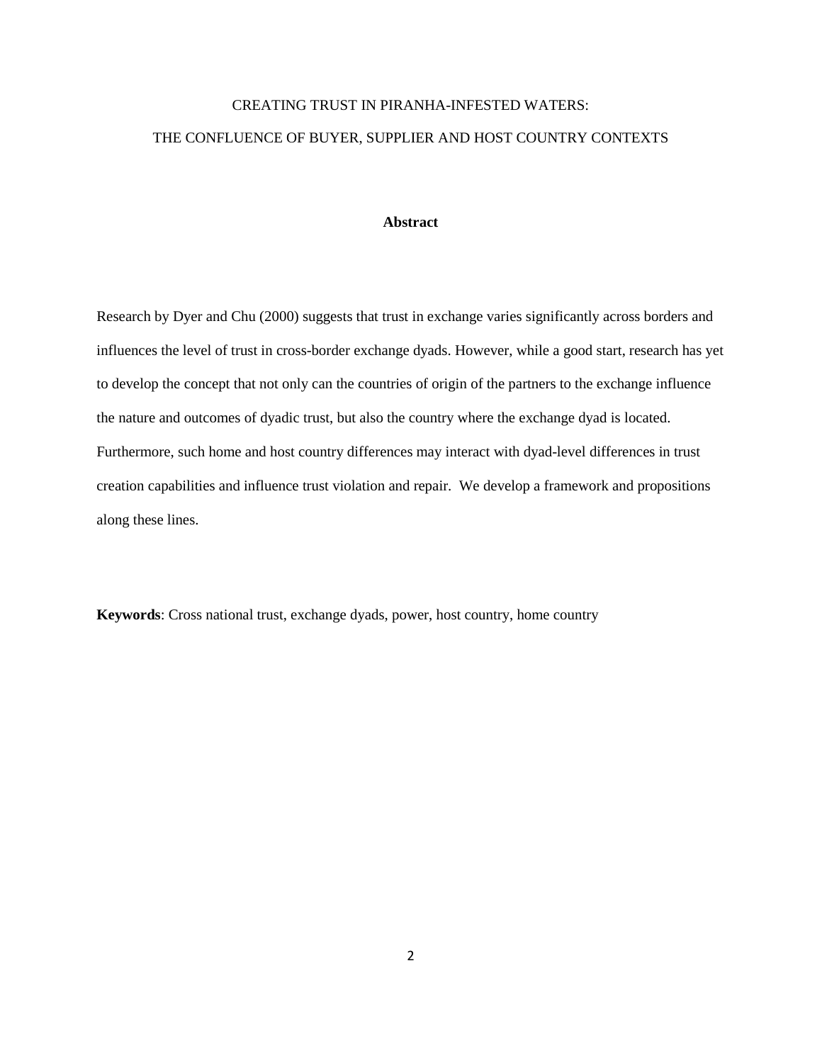# CREATING TRUST IN PIRANHA-INFESTED WATERS:

# THE CONFLUENCE OF BUYER, SUPPLIER AND HOST COUNTRY CONTEXTS

## Abstract

Research by Dyer and Chu (2000) suggests that trust in exchange varies significantly across borders and influences the level of trust in cross-border exchange dyads. However, while a good start, research has yet to develop the concept that not only can the countries of origin of the partners to the exchange influence the nature and outcomes of dyadic trust, but also the country where the exchange dyad is located. Furthermore, such home and host country differences may interact with dyad-level differences in trust creation capabilities and influence trust violation and repair. We develop a framework and propositions along these lines.

**Keywords**: Cross national trust, exchange dyads, power, host country, home country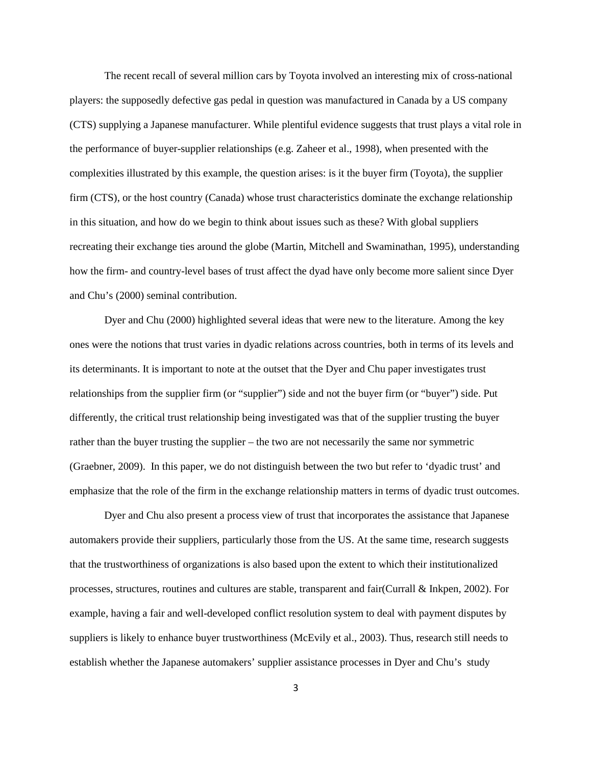The recent recall of several million cars by Toyota involved an interesting mix of cross-national players: the supposedly defective gas pedal in question was manufactured in Canada by a US company (CTS) supplying a Japanese manufacturer. While plentiful evidence suggests that trust plays a vital role in the performance of buyer-supplier relationships (e.g. Zaheer et al., 1998), when presented with the complexities illustrated by this example, the question arises: is it the buyer firm (Toyota), the supplier firm (CTS), or the host country (Canada) whose trust characteristics dominate the exchange relationship in this situation, and how do we begin to think about issues such as these? With global suppliers recreating their exchange ties around the globe (Martin, Mitchell and Swaminathan, 1995), understanding how the firm- and country-level bases of trust affect the dyad have only become more salient since Dyer and Chu's (2000) seminal contribution.

Dyer and Chu (2000) highlighted several ideas that were new to the literature. Among the key ones were the notions that trust varies in dyadic relations across countries, both in terms of its levels and its determinants. It is important to note at the outset that the Dyer and Chu paper investigates trust relationships from the supplier firm (or "supplier") side and not the buyer firm (or "buyer") side. Put differently, the critical trust relationship being investigated was that of the supplier trusting the buyer rather than the buyer trusting the supplier – the two are not necessarily the same nor symmetric (Graebner, 2009). In this paper, we do not distinguish between the two but refer to 'dyadic trust' and emphasize that the role of the firm in the exchange relationship matters in terms of dyadic trust outcomes.

Dyer and Chu also present a process view of trust that incorporates the assistance that Japanese automakers provide their suppliers, particularly those from the US. At the same time, research suggests that the trustworthiness of organizations is also based upon the extent to which their institutionalized processes, structures, routines and cultures are stable, transparent and fair(Currall & Inkpen, 2002). For example, having a fair and well-developed conflict resolution system to deal with payment disputes by suppliers is likely to enhance buyer trustworthiness (McEvily et al., 2003). Thus, research still needs to establish whether the Japanese automakers' supplier assistance processes in Dyer and Chu's study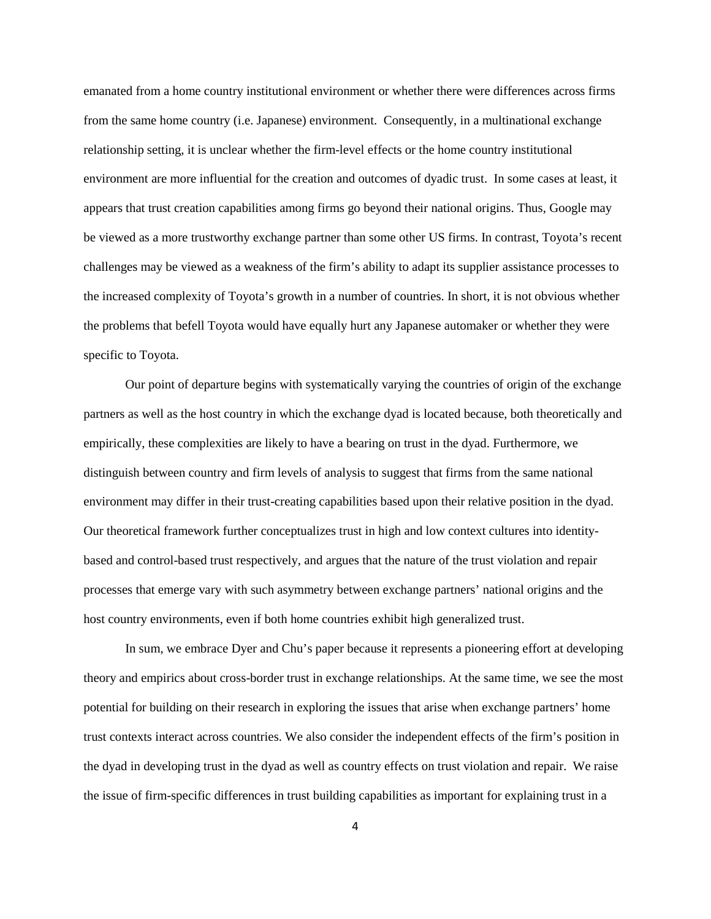emanated from a home country institutional environment or whether there were differences across firms from the same home country (i.e. Japanese) environment. Consequently, in a multinational exchange relationship setting, it is unclear whether the firm-level effects or the home country institutional environment are more influential for the creation and outcomes of dyadic trust. In some cases at least, it appears that trust creation capabilities among firms go beyond their national origins. Thus, Google may be viewed as a more trustworthy exchange partner than some other US firms. In contrast, Toyota's recent challenges may be viewed as a weakness of the firm's ability to adapt its supplier assistance processes to the increased complexity of Toyota's growth in a number of countries. In short, it is not obvious whether the problems that befell Toyota would have equally hurt any Japanese automaker or whether they were specific to Toyota.

Our point of departure begins with systematically varying the countries of origin of the exchange partners as well as the host country in which the exchange dyad is located because, both theoretically and empirically, these complexities are likely to have a bearing on trust in the dyad. Furthermore, we distinguish between country and firm levels of analysis to suggest that firms from the same national environment may differ in their trust-creating capabilities based upon their relative position in the dyad. Our theoretical framework further conceptualizes trust in high and low context cultures into identity-based and control-based trust respectively, and argues that the nature of the trust violation and repair processes that emerge vary with such asymmetry between exchange partners' national origins and the host country environments, even if both home countries exhibit high generalized trust.

In sum, we embrace Dyer and Chu's paper because it represents a pioneering effort at developing theory and empirics about cross-border trust in exchange relationships. At the same time, we see the most potential for building on their research in exploring the issues that arise when exchange partners' home trust contexts interact across countries. We also consider the independent effects of the firm's position in the dyad in developing trust in the dyad as well as country effects on trust violation and repair. We raise the issue of firm-specific differences in trust building capabilities as important for explaining trust in a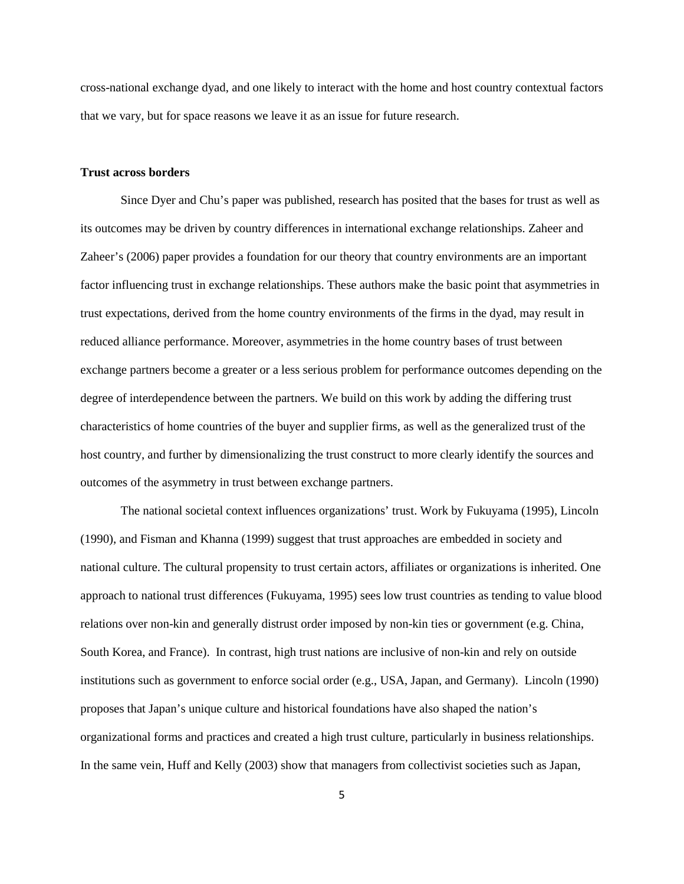cross-national exchange dyad, and one likely to interact with the home and host country contextual factors that we vary, but for space reasons we leave it as an issue for future research.

**Trust across borders**

Since Dyer and Chu's paper was published, research has posited that the bases for trust as well as its outcomes may be driven by country differences in international exchange relationships. Zaheer and Zaheer's (2006) paper provides a foundation for our theory that country environments are an important factor influencing trust in exchange relationships. These authors make the basic point that asymmetries in trust expectations, derived from the home country environments of the firms in the dyad, may result in reduced alliance performance. Moreover, asymmetries in the home country bases of trust between exchange partners become a greater or a less serious problem for performance outcomes depending on the degree of interdependence between the partners. We build on this work by adding the differing trust characteristics of home countries of the buyer and supplier firms, as well as the generalized trust of the host country, and further by dimensionalizing the trust construct to more clearly identify the sources and outcomes of the asymmetry in trust between exchange partners.

The national societal context influences organizations' trust. Work by Fukuyama (1995), Lincoln (1990), and Fisman and Khanna (1999) suggest that trust approaches are embedded in society and national culture. The cultural propensity to trust certain actors, affiliates or organizations is inherited. One approach to national trust differences (Fukuyama, 1995) sees low trust countries as tending to value blood relations over non-kin and generally distrust order imposed by non-kin ties or government (e.g. China, South Korea, and France). In contrast, high trust nations are inclusive of non-kin and rely on outside institutions such as government to enforce social order (e.g., USA, Japan, and Germany). Lincoln (1990) proposes that Japan's unique culture and historical foundations have also shaped the nation's organizational forms and practices and created a high trust culture, particularly in business relationships. In the same vein, Huff and Kelly (2003) show that managers from collectivist societies such as Japan,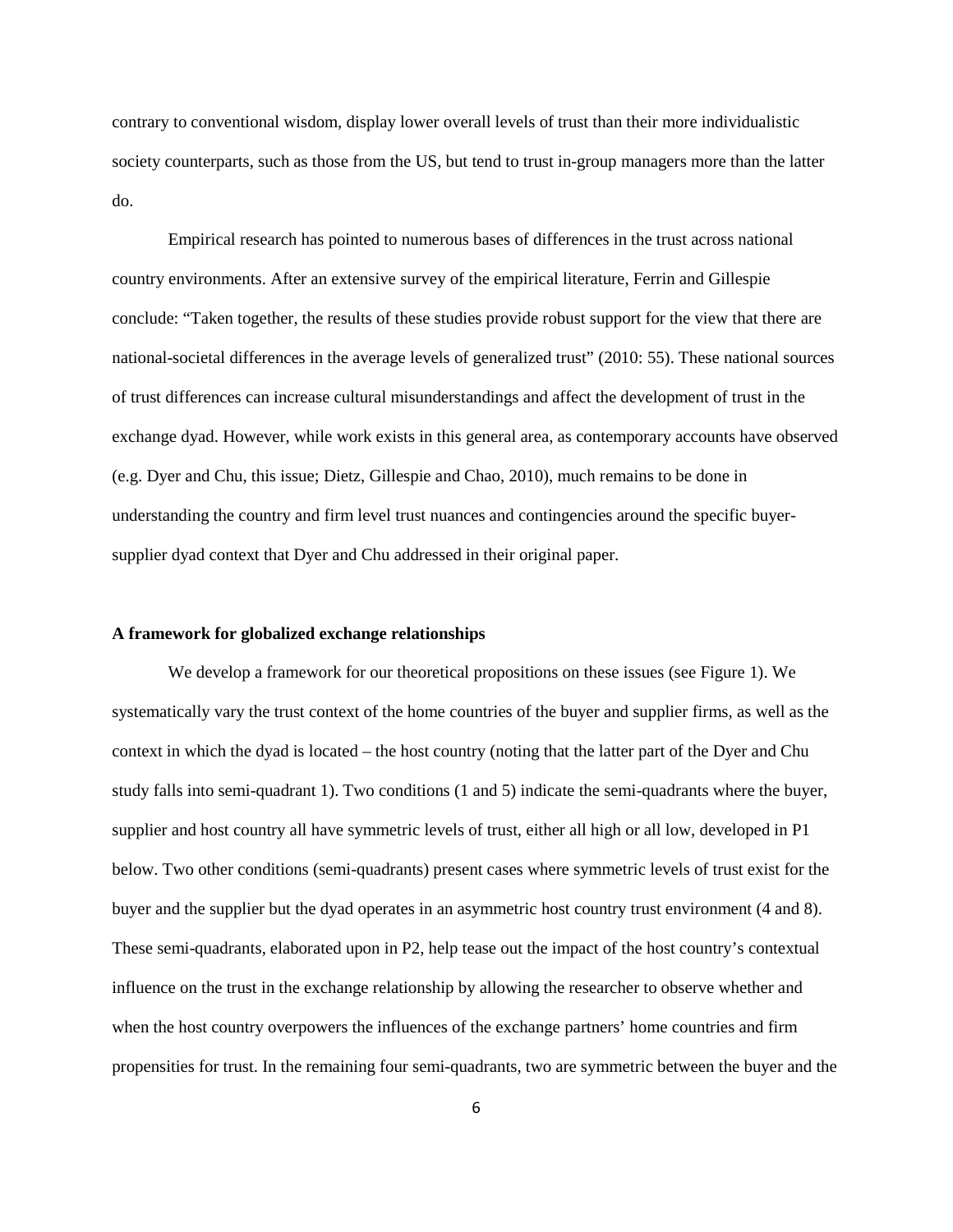contrary to conventional wisdom, display lower overall levels of trust than their more individualistic society counterparts, such as those from the US, but tend to trust in-group managers more than the latter do.

Empirical research has pointed to numerous bases of differences in the trust across national country environments. After an extensive survey of the empirical literature, Ferrin and Gillespie conclude: "Taken together, the results of these studies provide robust support for the view that there are national-societal differences in the average levels of generalized trust" (2010: 55). These national sources of trust differences can increase cultural misunderstandings and affect the development of trust in the exchange dyad. However, while work exists in this general area, as contemporary accounts have observed (e.g. Dyer and Chu, this issue; Dietz, Gillespie and Chao, 2010), much remains to be done in understanding the country and firm level trust nuances and contingencies around the specific buyer-supplier dyad context that Dyer and Chu addressed in their original paper.

**A framework for globalized exchange relationships**

We develop a framework for our theoretical propositions on these issues (see Figure 1). We systematically vary the trust context of the home countries of the buyer and supplier firms, as well as the context in which the dyad is located – the host country (noting that the latter part of the Dyer and Chu study falls into semi-quadrant 1). Two conditions (1 and 5) indicate the semi-quadrants where the buyer, supplier and host country all have symmetric levels of trust, either all high or all low, developed in P1 below. Two other conditions (semi-quadrants) present cases where symmetric levels of trust exist for the buyer and the supplier but the dyad operates in an asymmetric host country trust environment (4 and 8). These semi-quadrants, elaborated upon in P2, help tease out the impact of the host country's contextual influence on the trust in the exchange relationship by allowing the researcher to observe whether and when the host country overpowers the influences of the exchange partners' home countries and firm propensities for trust. In the remaining four semi-quadrants, two are symmetric between the buyer and the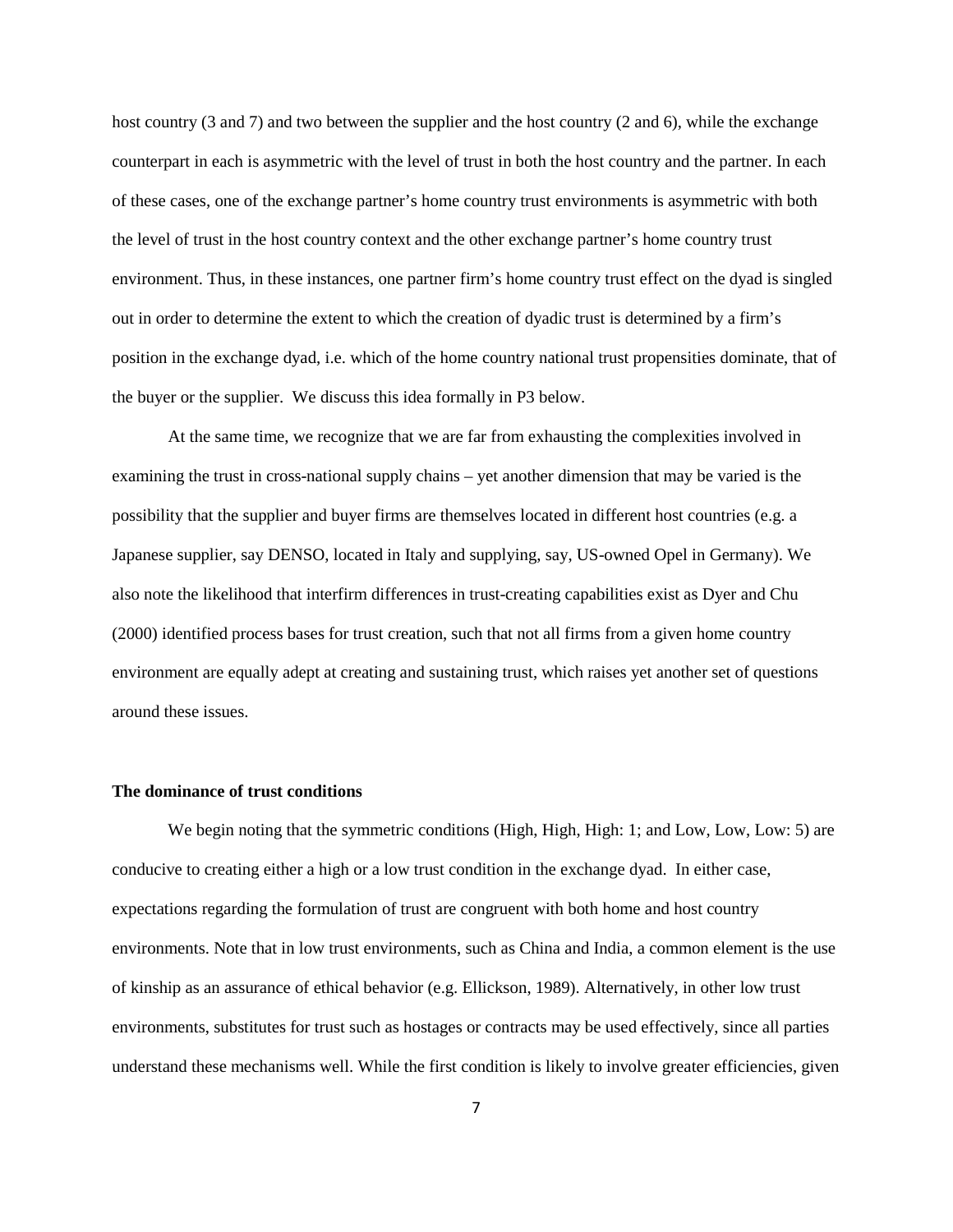host country (3 and 7) and two between the supplier and the host country (2 and 6), while the exchange counterpart in each is asymmetric with the level of trust in both the host country and the partner. In each of these cases, one of the exchange partner's home country trust environments is asymmetric with both the level of trust in the host country context and the other exchange partner's home country trust environment. Thus, in these instances, one partner firm's home country trust effect on the dyad is singled out in order to determine the extent to which the creation of dyadic trust is determined by a firm's position in the exchange dyad, i.e. which of the home country national trust propensities dominate, that of the buyer or the supplier. We discuss this idea formally in P3 below.

At the same time, we recognize that we are far from exhausting the complexities involved in examining the trust in cross-national supply chains – yet another dimension that may be varied is the possibility that the supplier and buyer firms are themselves located in different host countries (e.g. a Japanese supplier, say DENSO, located in Italy and supplying, say, US-owned Opel in Germany). We also note the likelihood that interfirm differences in trust-creating capabilities exist as Dyer and Chu (2000) identified process bases for trust creation, such that not all firms from a given home country environment are equally adept at creating and sustaining trust, which raises yet another set of questions around these issues.

### The dominance of trust conditions

We begin noting that the symmetric conditions (High, High, High: 1; and Low, Low, Low: 5) are conducive to creating either a high or a low trust condition in the exchange dyad. In either case, expectations regarding the formulation of trust are congruent with both home and host country environments. Note that in low trust environments, such as China and India, a common element is the use of kinship as an assurance of ethical behavior (e.g. Ellickson, 1989). Alternatively, in other low trust environments, substitutes for trust such as hostages or contracts may be used effectively, since all parties understand these mechanisms well. While the first condition is likely to involve greater efficiencies, given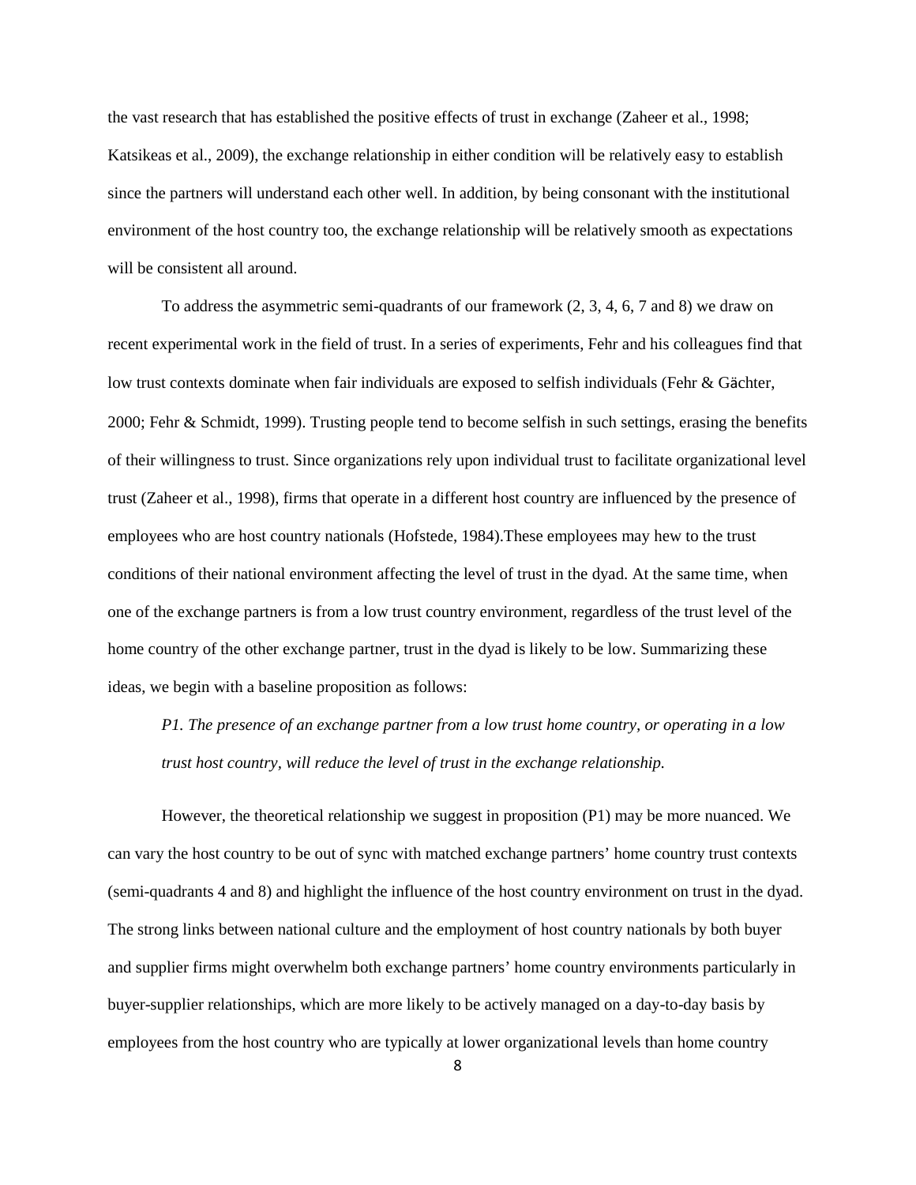the vast research that has established the positive effects of trust in exchange (Zaheer et al., 1998; Katsikeas et al., 2009), the exchange relationship in either condition will be relatively easy to establish since the partners will understand each other well. In addition, by being consonant with the institutional environment of the host country too, the exchange relationship will be relatively smooth as expectations will be consistent all around.

To address the asymmetric semi-quadrants of our framework (2, 3, 4, 6, 7 and 8) we draw on recent experimental work in the field of trust. In a series of experiments, Fehr and his colleagues find that low trust contexts dominate when fair individuals are exposed to selfish individuals (Fehr & Gächter, 2000; Fehr & Schmidt, 1999). Trusting people tend to become selfish in such settings, erasing the benefits of their willingness to trust. Since organizations rely upon individual trust to facilitate organizational level trust (Zaheer et al., 1998), firms that operate in a different host country are influenced by the presence of employees who are host country nationals (Hofstede, 1984).These employees may hew to the trust conditions of their national environment affecting the level of trust in the dyad. At the same time, when one of the exchange partners is from a low trust country environment, regardless of the trust level of the home country of the other exchange partner, trust in the dyad is likely to be low. Summarizing these ideas, we begin with a baseline proposition as follows:

*P1. The presence of an exchange partner from a low trust home country, or operating in a low trust host country, will reduce the level of trust in the exchange relationship.*

However, the theoretical relationship we suggest in proposition (P1) may be more nuanced. We can vary the host country to be out of sync with matched exchange partners' home country trust contexts (semi-quadrants 4 and 8) and highlight the influence of the host country environment on trust in the dyad. The strong links between national culture and the employment of host country nationals by both buyer and supplier firms might overwhelm both exchange partners' home country environments particularly in buyer-supplier relationships, which are more likely to be actively managed on a day-to-day basis by employees from the host country who are typically at lower organizational levels than home country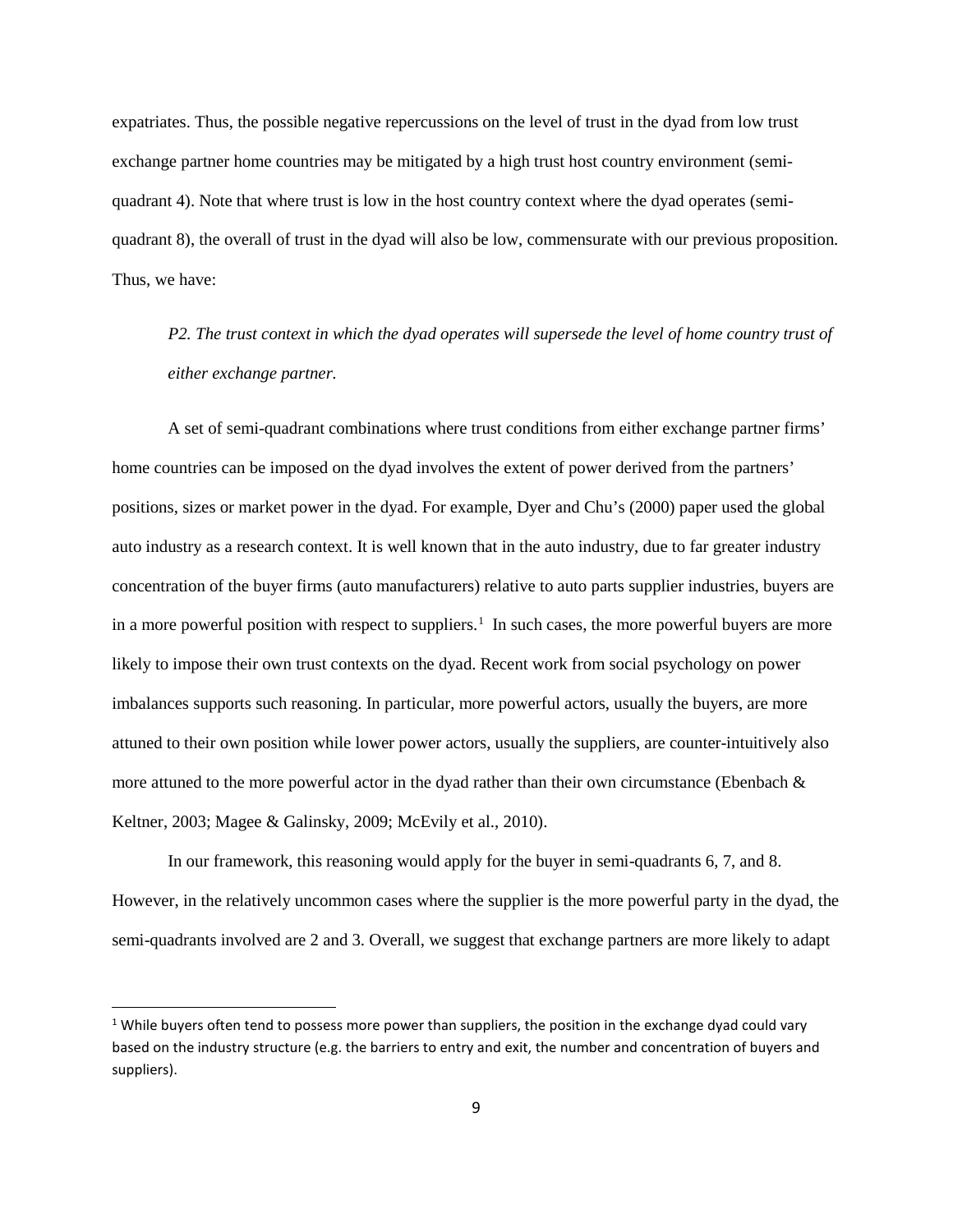expatriates. Thus, the possible negative repercussions on the level of trust in the dyad from low trust exchange partner home countries may be mitigated by a high trust host country environment (semi-quadrant 4). Note that where trust is low in the host country context where the dyad operates (semi-quadrant 8), the overall of trust in the dyad will also be low, commensurate with our previous proposition. Thus, we have:

> *P2. The trust context in which the dyad operates will supersede the level of home country trust of either exchange partner.*

A set of semi-quadrant combinations where trust conditions from either exchange partner firms' home countries can be imposed on the dyad involves the extent of power derived from the partners' positions, sizes or market power in the dyad. For example, Dyer and Chu's (2000) paper used the global auto industry as a research context. It is well known that in the auto industry, due to far greater industry concentration of the buyer firms (auto manufacturers) relative to auto parts supplier industries, buyers are in a more powerful position with respect to suppliers.[1] In such cases, the more powerful buyers are more likely to impose their own trust contexts on the dyad. Recent work from social psychology on power imbalances supports such reasoning. In particular, more powerful actors, usually the buyers, are more attuned to their own position while lower power actors, usually the suppliers, are counter-intuitively also more attuned to the more powerful actor in the dyad rather than their own circumstance (Ebenbach & Keltner, 2003; Magee & Galinsky, 2009; McEvily et al., 2010).

In our framework, this reasoning would apply for the buyer in semi-quadrants 6, 7, and 8. However, in the relatively uncommon cases where the supplier is the more powerful party in the dyad, the semi-quadrants involved are 2 and 3. Overall, we suggest that exchange partners are more likely to adapt

---

[1] While buyers often tend to possess more power than suppliers, the position in the exchange dyad could vary based on the industry structure (e.g. the barriers to entry and exit, the number and concentration of buyers and suppliers).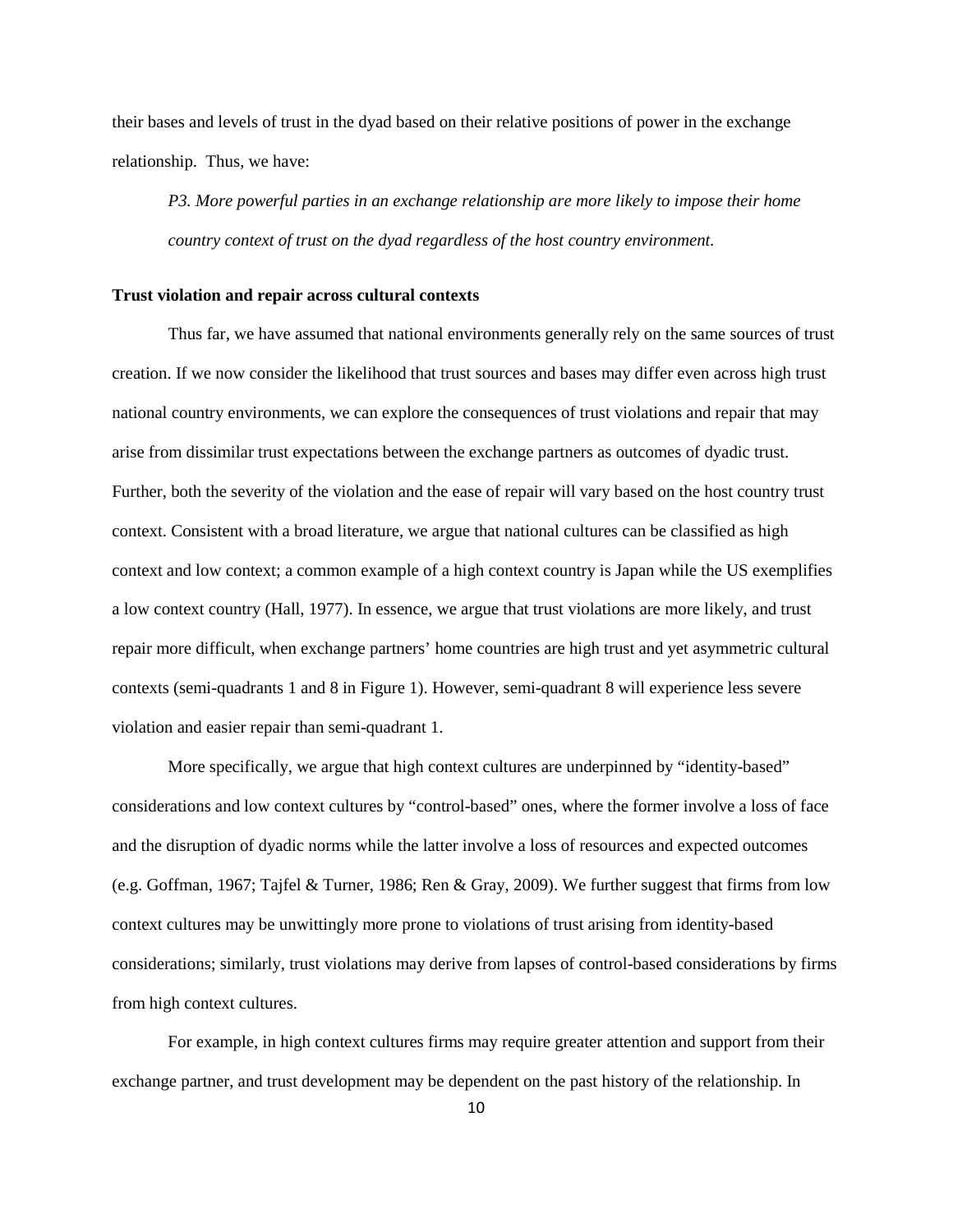their bases and levels of trust in the dyad based on their relative positions of power in the exchange relationship. Thus, we have:

*P3. More powerful parties in an exchange relationship are more likely to impose their home country context of trust on the dyad regardless of the host country environment.*

**Trust violation and repair across cultural contexts**

Thus far, we have assumed that national environments generally rely on the same sources of trust creation. If we now consider the likelihood that trust sources and bases may differ even across high trust national country environments, we can explore the consequences of trust violations and repair that may arise from dissimilar trust expectations between the exchange partners as outcomes of dyadic trust. Further, both the severity of the violation and the ease of repair will vary based on the host country trust context. Consistent with a broad literature, we argue that national cultures can be classified as high context and low context; a common example of a high context country is Japan while the US exemplifies a low context country (Hall, 1977). In essence, we argue that trust violations are more likely, and trust repair more difficult, when exchange partners' home countries are high trust and yet asymmetric cultural contexts (semi-quadrants 1 and 8 in Figure 1). However, semi-quadrant 8 will experience less severe violation and easier repair than semi-quadrant 1.

More specifically, we argue that high context cultures are underpinned by "identity-based" considerations and low context cultures by "control-based" ones, where the former involve a loss of face and the disruption of dyadic norms while the latter involve a loss of resources and expected outcomes (e.g. Goffman, 1967; Tajfel & Turner, 1986; Ren & Gray, 2009). We further suggest that firms from low context cultures may be unwittingly more prone to violations of trust arising from identity-based considerations; similarly, trust violations may derive from lapses of control-based considerations by firms from high context cultures.

For example, in high context cultures firms may require greater attention and support from their exchange partner, and trust development may be dependent on the past history of the relationship. In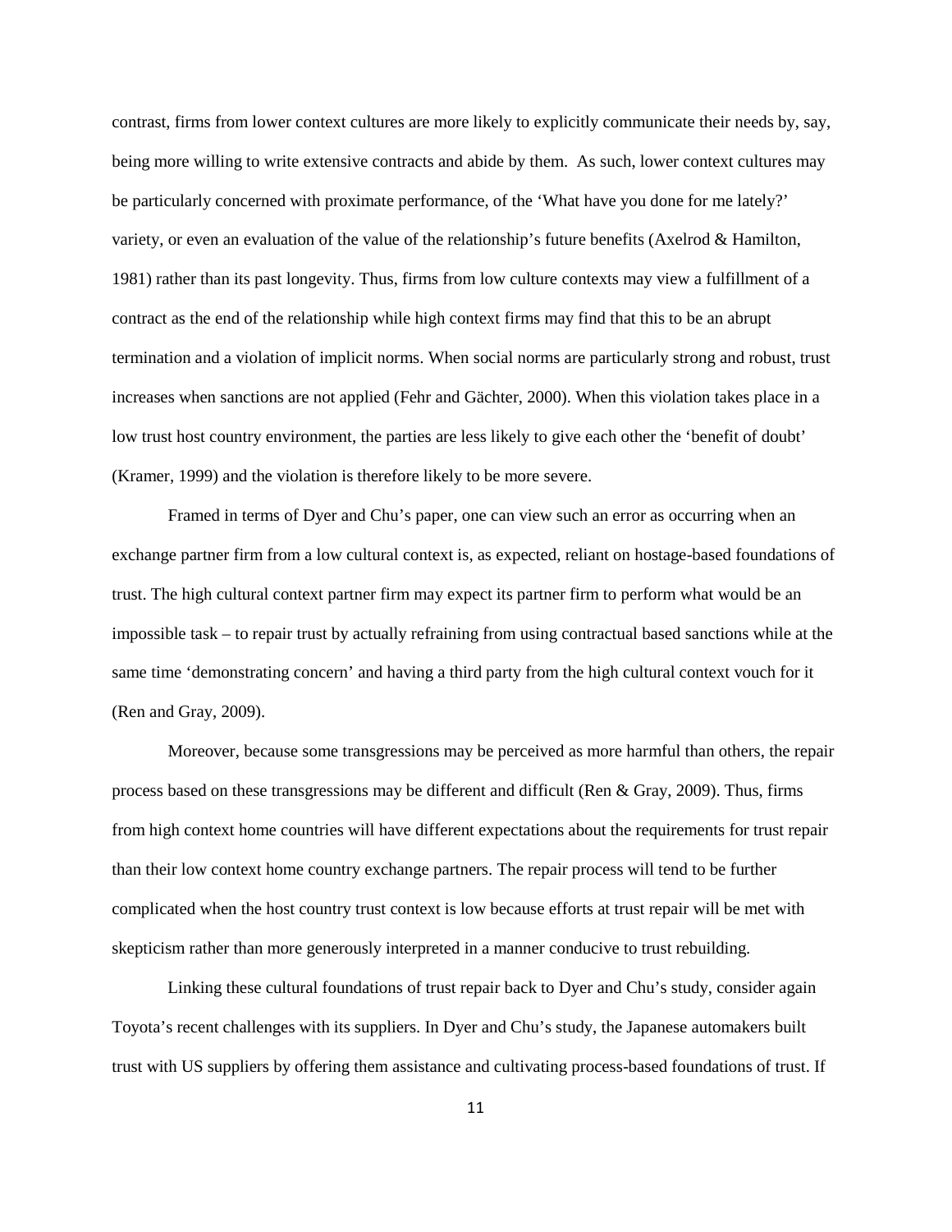contrast, firms from lower context cultures are more likely to explicitly communicate their needs by, say, being more willing to write extensive contracts and abide by them. As such, lower context cultures may be particularly concerned with proximate performance, of the 'What have you done for me lately?' variety, or even an evaluation of the value of the relationship's future benefits (Axelrod & Hamilton, 1981) rather than its past longevity. Thus, firms from low culture contexts may view a fulfillment of a contract as the end of the relationship while high context firms may find that this to be an abrupt termination and a violation of implicit norms. When social norms are particularly strong and robust, trust increases when sanctions are not applied (Fehr and Gächter, 2000). When this violation takes place in a low trust host country environment, the parties are less likely to give each other the 'benefit of doubt' (Kramer, 1999) and the violation is therefore likely to be more severe.

Framed in terms of Dyer and Chu's paper, one can view such an error as occurring when an exchange partner firm from a low cultural context is, as expected, reliant on hostage-based foundations of trust. The high cultural context partner firm may expect its partner firm to perform what would be an impossible task – to repair trust by actually refraining from using contractual based sanctions while at the same time 'demonstrating concern' and having a third party from the high cultural context vouch for it (Ren and Gray, 2009).

Moreover, because some transgressions may be perceived as more harmful than others, the repair process based on these transgressions may be different and difficult (Ren & Gray, 2009). Thus, firms from high context home countries will have different expectations about the requirements for trust repair than their low context home country exchange partners. The repair process will tend to be further complicated when the host country trust context is low because efforts at trust repair will be met with skepticism rather than more generously interpreted in a manner conducive to trust rebuilding.

Linking these cultural foundations of trust repair back to Dyer and Chu's study, consider again Toyota's recent challenges with its suppliers. In Dyer and Chu's study, the Japanese automakers built trust with US suppliers by offering them assistance and cultivating process-based foundations of trust. If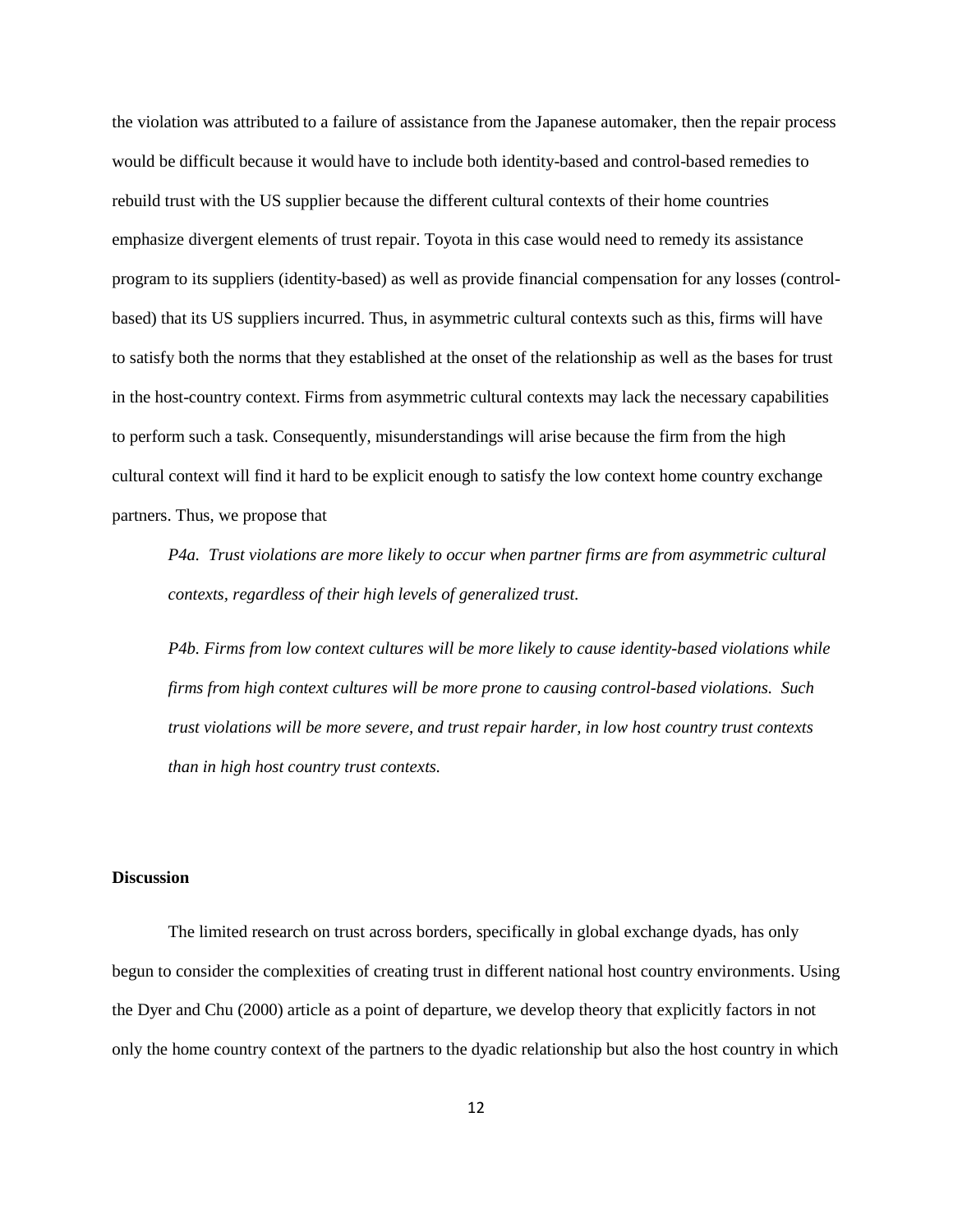the violation was attributed to a failure of assistance from the Japanese automaker, then the repair process would be difficult because it would have to include both identity-based and control-based remedies to rebuild trust with the US supplier because the different cultural contexts of their home countries emphasize divergent elements of trust repair. Toyota in this case would need to remedy its assistance program to its suppliers (identity-based) as well as provide financial compensation for any losses (control-based) that its US suppliers incurred. Thus, in asymmetric cultural contexts such as this, firms will have to satisfy both the norms that they established at the onset of the relationship as well as the bases for trust in the host-country context. Firms from asymmetric cultural contexts may lack the necessary capabilities to perform such a task. Consequently, misunderstandings will arise because the firm from the high cultural context will find it hard to be explicit enough to satisfy the low context home country exchange partners. Thus, we propose that

*P4a. Trust violations are more likely to occur when partner firms are from asymmetric cultural contexts, regardless of their high levels of generalized trust.*

*P4b. Firms from low context cultures will be more likely to cause identity-based violations while firms from high context cultures will be more prone to causing control-based violations. Such trust violations will be more severe, and trust repair harder, in low host country trust contexts than in high host country trust contexts.*

**Discussion**

The limited research on trust across borders, specifically in global exchange dyads, has only begun to consider the complexities of creating trust in different national host country environments. Using the Dyer and Chu (2000) article as a point of departure, we develop theory that explicitly factors in not only the home country context of the partners to the dyadic relationship but also the host country in which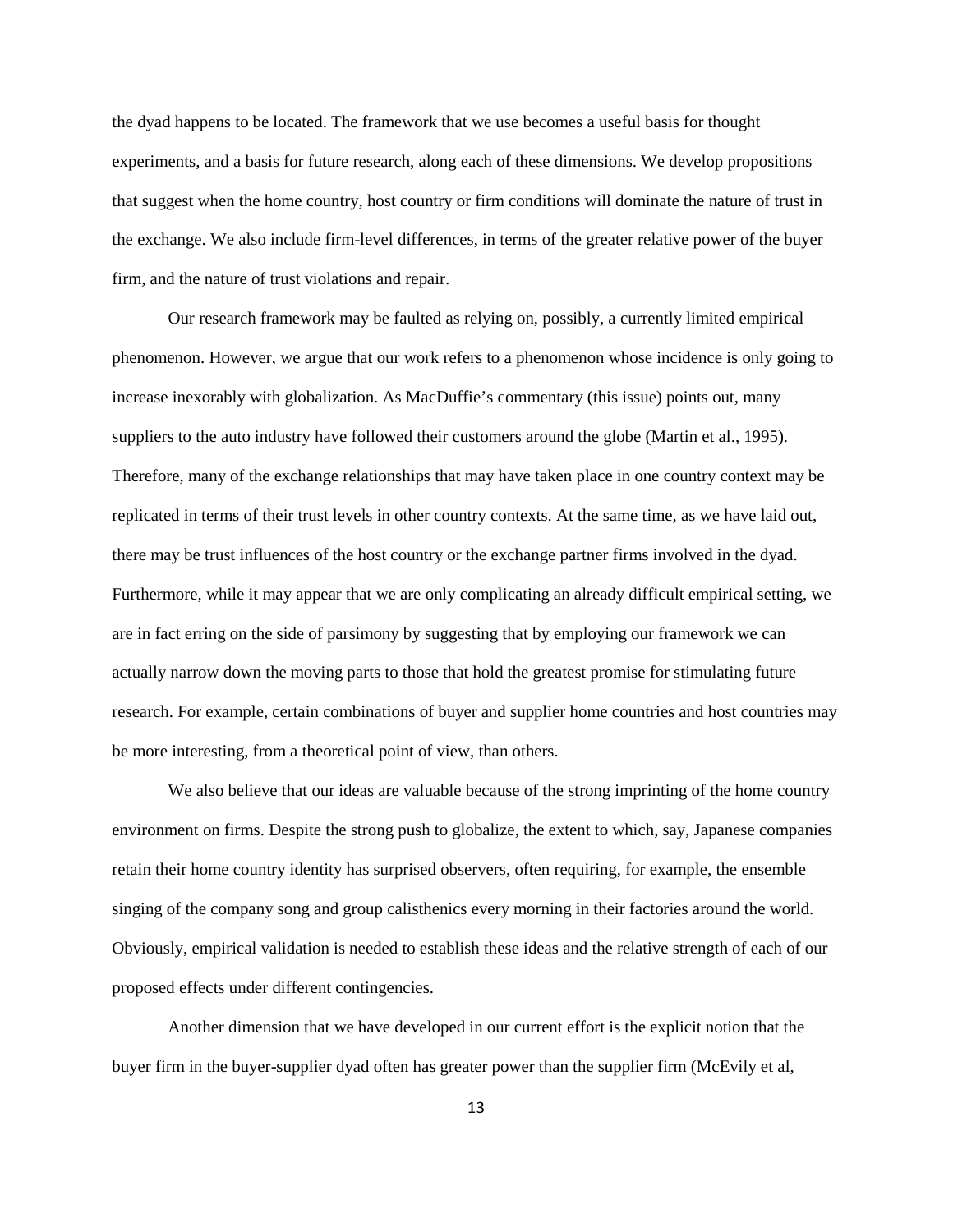the dyad happens to be located. The framework that we use becomes a useful basis for thought experiments, and a basis for future research, along each of these dimensions. We develop propositions that suggest when the home country, host country or firm conditions will dominate the nature of trust in the exchange. We also include firm-level differences, in terms of the greater relative power of the buyer firm, and the nature of trust violations and repair.

Our research framework may be faulted as relying on, possibly, a currently limited empirical phenomenon. However, we argue that our work refers to a phenomenon whose incidence is only going to increase inexorably with globalization. As MacDuffie's commentary (this issue) points out, many suppliers to the auto industry have followed their customers around the globe (Martin et al., 1995). Therefore, many of the exchange relationships that may have taken place in one country context may be replicated in terms of their trust levels in other country contexts. At the same time, as we have laid out, there may be trust influences of the host country or the exchange partner firms involved in the dyad. Furthermore, while it may appear that we are only complicating an already difficult empirical setting, we are in fact erring on the side of parsimony by suggesting that by employing our framework we can actually narrow down the moving parts to those that hold the greatest promise for stimulating future research. For example, certain combinations of buyer and supplier home countries and host countries may be more interesting, from a theoretical point of view, than others.

We also believe that our ideas are valuable because of the strong imprinting of the home country environment on firms. Despite the strong push to globalize, the extent to which, say, Japanese companies retain their home country identity has surprised observers, often requiring, for example, the ensemble singing of the company song and group calisthenics every morning in their factories around the world. Obviously, empirical validation is needed to establish these ideas and the relative strength of each of our proposed effects under different contingencies.

Another dimension that we have developed in our current effort is the explicit notion that the buyer firm in the buyer-supplier dyad often has greater power than the supplier firm (McEvily et al,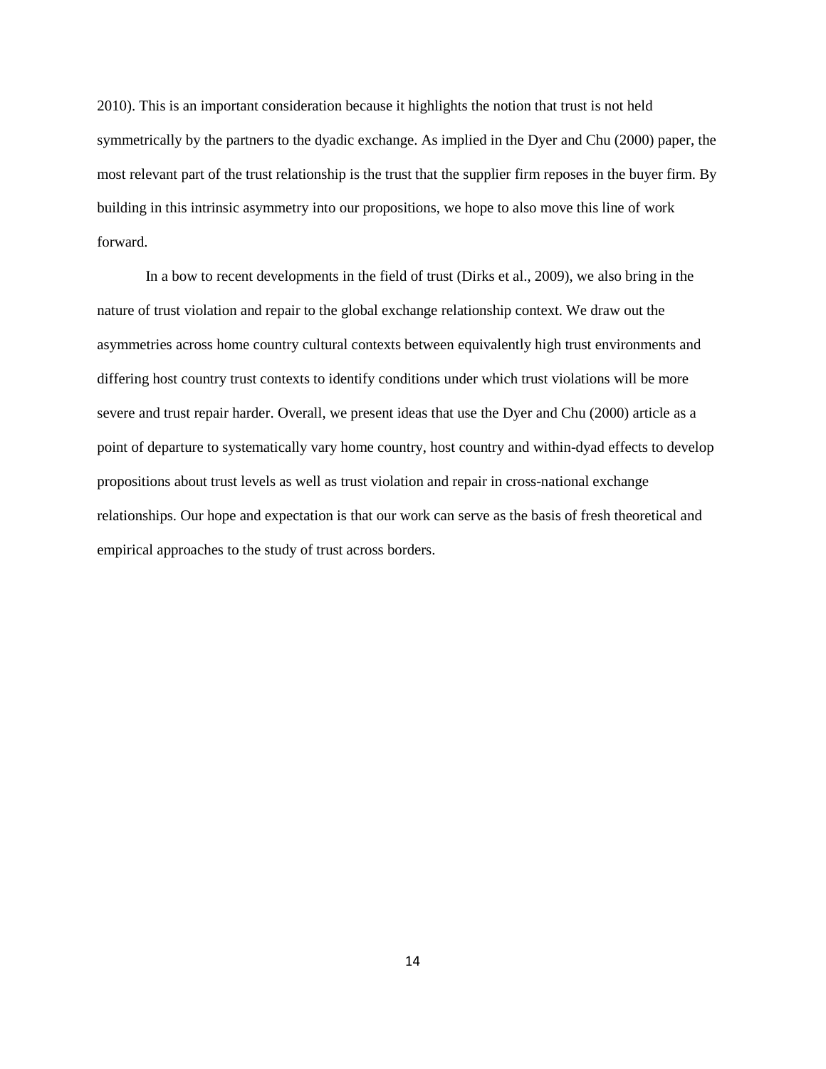2010). This is an important consideration because it highlights the notion that trust is not held symmetrically by the partners to the dyadic exchange. As implied in the Dyer and Chu (2000) paper, the most relevant part of the trust relationship is the trust that the supplier firm reposes in the buyer firm. By building in this intrinsic asymmetry into our propositions, we hope to also move this line of work forward.

In a bow to recent developments in the field of trust (Dirks et al., 2009), we also bring in the nature of trust violation and repair to the global exchange relationship context. We draw out the asymmetries across home country cultural contexts between equivalently high trust environments and differing host country trust contexts to identify conditions under which trust violations will be more severe and trust repair harder. Overall, we present ideas that use the Dyer and Chu (2000) article as a point of departure to systematically vary home country, host country and within-dyad effects to develop propositions about trust levels as well as trust violation and repair in cross-national exchange relationships. Our hope and expectation is that our work can serve as the basis of fresh theoretical and empirical approaches to the study of trust across borders.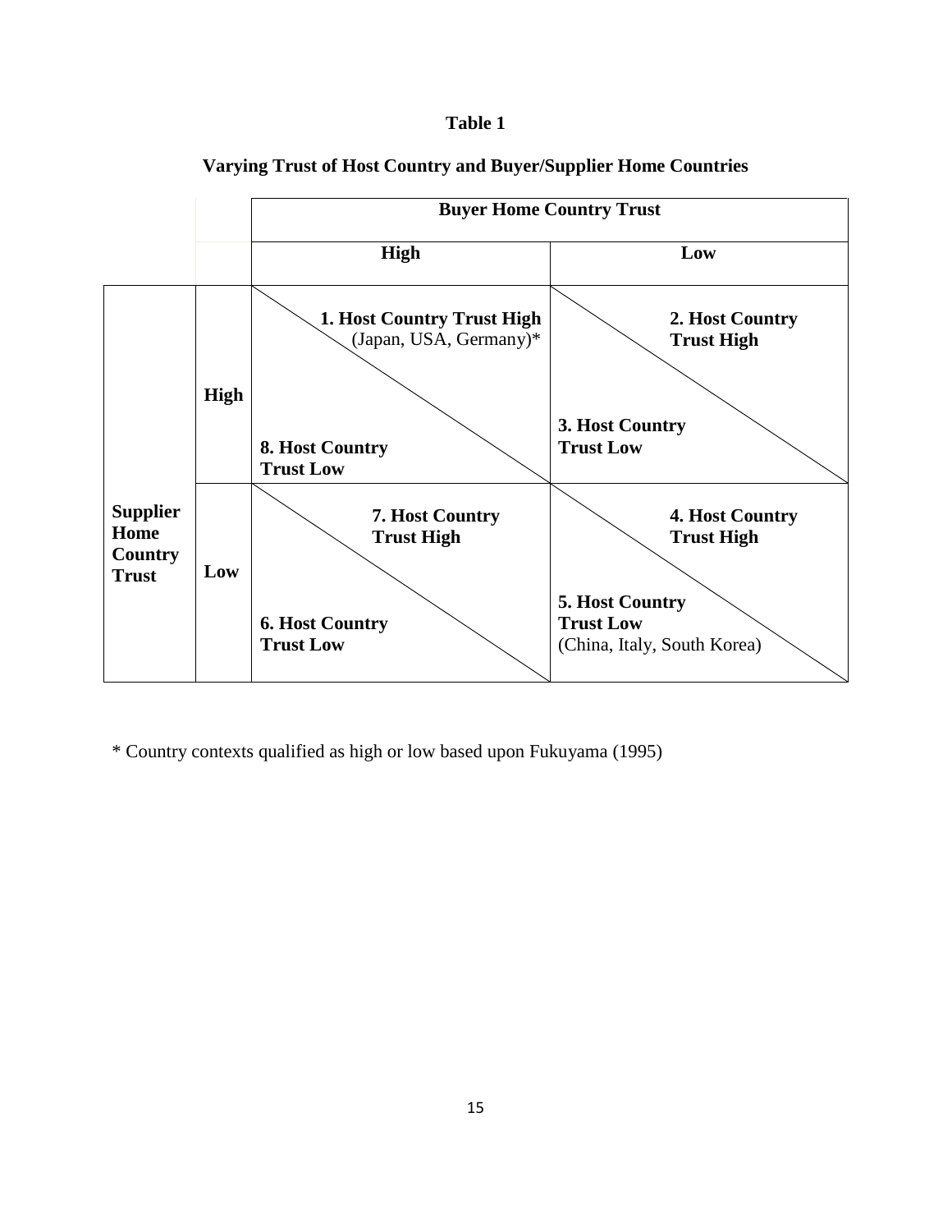**Table 1**

**Varying Trust of Host Country and Buyer/Supplier Home Countries**

| | | Buyer Home Country Trust | |
|---|---|---|---|
| | | **High** | **Low** |
| **Supplier Home Country Trust** | **High** | **1. Host Country Trust High** (Japan, USA, Germany)* / **8. Host Country Trust Low** | **2. Host Country Trust High** / **3. Host Country Trust Low** |
| | **Low** | **7. Host Country Trust High** / **6. Host Country Trust Low** | **4. Host Country Trust High** / **5. Host Country Trust Low** (China, Italy, South Korea) |

* Country contexts qualified as high or low based upon Fukuyama (1995)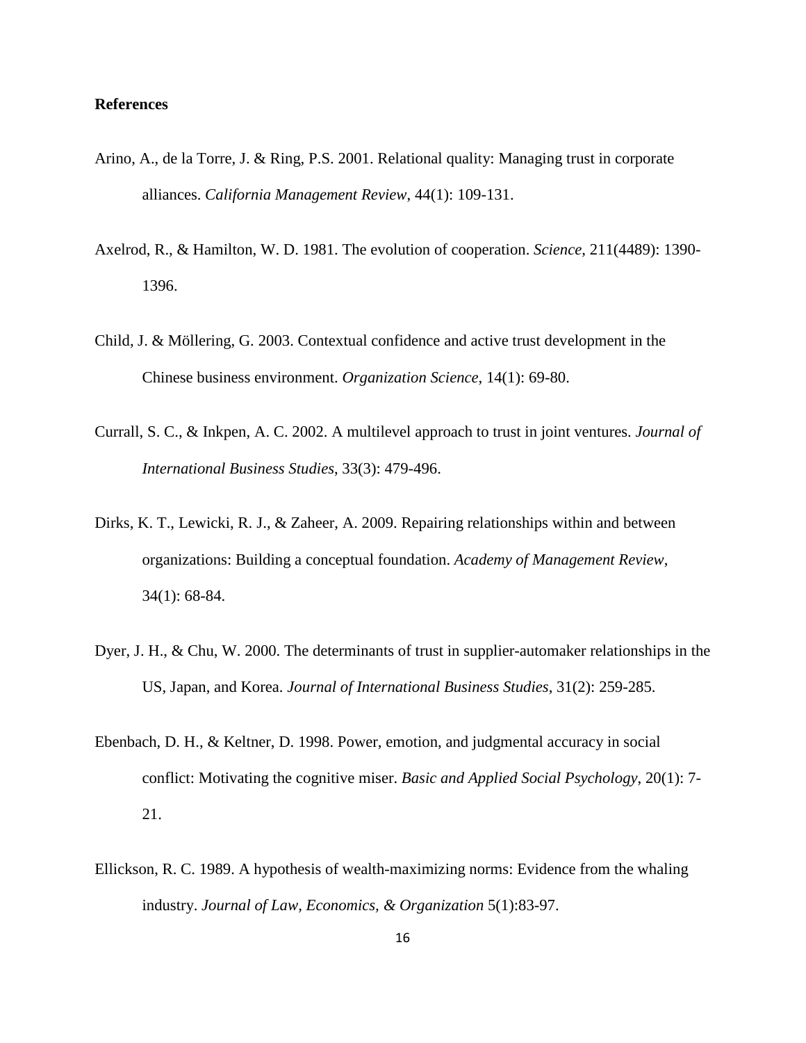**References**

Arino, A., de la Torre, J. & Ring, P.S. 2001. Relational quality: Managing trust in corporate alliances. *California Management Review*, 44(1): 109-131.

Axelrod, R., & Hamilton, W. D. 1981. The evolution of cooperation. *Science*, 211(4489): 1390-1396.

Child, J. & Möllering, G. 2003. Contextual confidence and active trust development in the Chinese business environment. *Organization Science*, 14(1): 69-80.

Currall, S. C., & Inkpen, A. C. 2002. A multilevel approach to trust in joint ventures. *Journal of International Business Studies*, 33(3): 479-496.

Dirks, K. T., Lewicki, R. J., & Zaheer, A. 2009. Repairing relationships within and between organizations: Building a conceptual foundation. *Academy of Management Review*, 34(1): 68-84.

Dyer, J. H., & Chu, W. 2000. The determinants of trust in supplier-automaker relationships in the US, Japan, and Korea. *Journal of International Business Studies*, 31(2): 259-285.

Ebenbach, D. H., & Keltner, D. 1998. Power, emotion, and judgmental accuracy in social conflict: Motivating the cognitive miser. *Basic and Applied Social Psychology*, 20(1): 7-21.

Ellickson, R. C. 1989. A hypothesis of wealth-maximizing norms: Evidence from the whaling industry. *Journal of Law, Economics, & Organization* 5(1):83-97.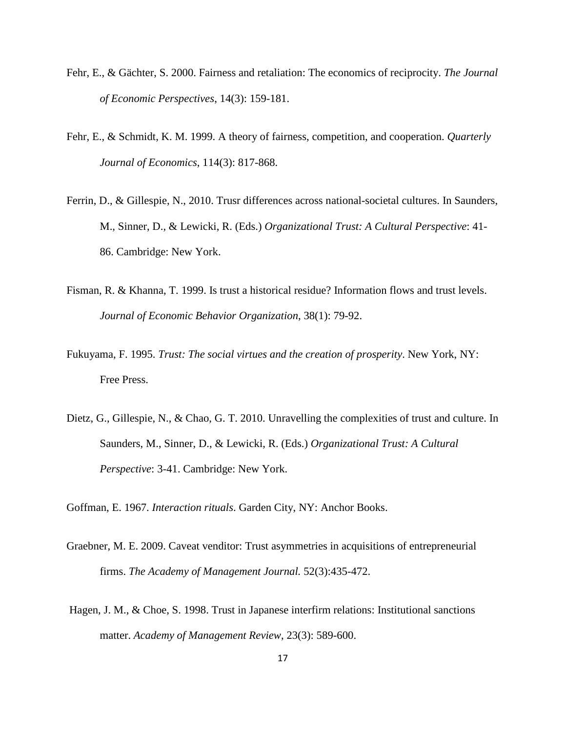Fehr, E., & Gächter, S. 2000. Fairness and retaliation: The economics of reciprocity. *The Journal of Economic Perspectives*, 14(3): 159-181.

Fehr, E., & Schmidt, K. M. 1999. A theory of fairness, competition, and cooperation. *Quarterly Journal of Economics,* 114(3): 817-868.

Ferrin, D., & Gillespie, N., 2010. Trusr differences across national-societal cultures. In Saunders, M., Sinner, D., & Lewicki, R. (Eds.) *Organizational Trust: A Cultural Perspective*: 41-86. Cambridge: New York.

Fisman, R. & Khanna, T. 1999. Is trust a historical residue? Information flows and trust levels. *Journal of Economic Behavior Organization*, 38(1): 79-92.

Fukuyama, F. 1995. *Trust: The social virtues and the creation of prosperity*. New York, NY: Free Press.

Dietz, G., Gillespie, N., & Chao, G. T. 2010. Unravelling the complexities of trust and culture. In Saunders, M., Sinner, D., & Lewicki, R. (Eds.) *Organizational Trust: A Cultural Perspective*: 3-41. Cambridge: New York.

Goffman, E. 1967. *Interaction rituals*. Garden City, NY: Anchor Books.

Graebner, M. E. 2009. Caveat venditor: Trust asymmetries in acquisitions of entrepreneurial firms. *The Academy of Management Journal.* 52(3):435-472.

Hagen, J. M., & Choe, S. 1998. Trust in Japanese interfirm relations: Institutional sanctions matter. *Academy of Management Review*, 23(3): 589-600.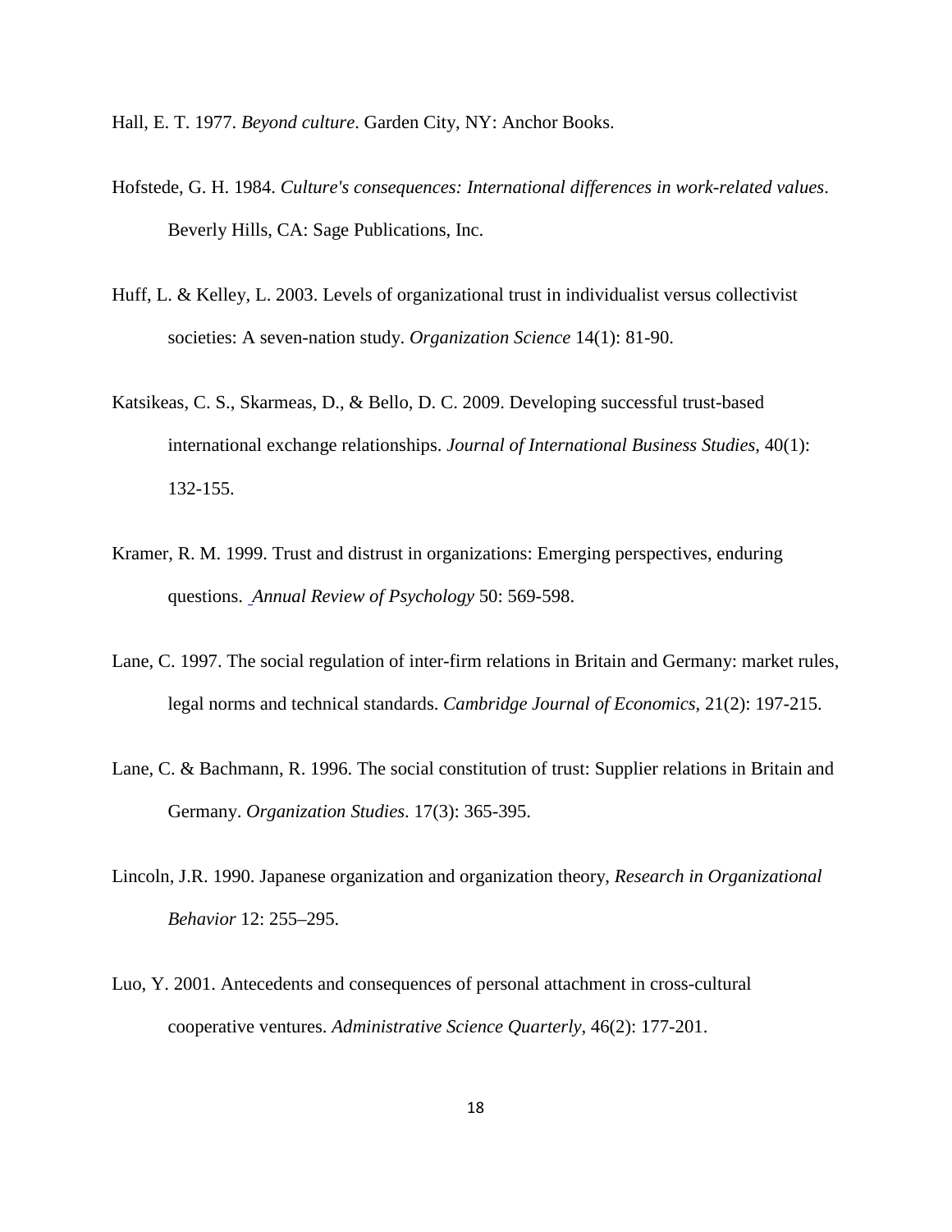Hall, E. T. 1977. *Beyond culture*. Garden City, NY: Anchor Books.

Hofstede, G. H. 1984. *Culture's consequences: International differences in work-related values*. Beverly Hills, CA: Sage Publications, Inc.

Huff, L. & Kelley, L. 2003. Levels of organizational trust in individualist versus collectivist societies: A seven-nation study. *Organization Science* 14(1): 81-90.

Katsikeas, C. S., Skarmeas, D., & Bello, D. C. 2009. Developing successful trust-based international exchange relationships. *Journal of International Business Studies*, 40(1): 132-155.

Kramer, R. M. 1999. Trust and distrust in organizations: Emerging perspectives, enduring questions. *Annual Review of Psychology* 50: 569-598.

Lane, C. 1997. The social regulation of inter-firm relations in Britain and Germany: market rules, legal norms and technical standards. *Cambridge Journal of Economics*, 21(2): 197-215.

Lane, C. & Bachmann, R. 1996. The social constitution of trust: Supplier relations in Britain and Germany. *Organization Studies*. 17(3): 365-395.

Lincoln, J.R. 1990. Japanese organization and organization theory, *Research in Organizational Behavior* 12: 255–295.

Luo, Y. 2001. Antecedents and consequences of personal attachment in cross-cultural cooperative ventures. *Administrative Science Quarterly*, 46(2): 177-201.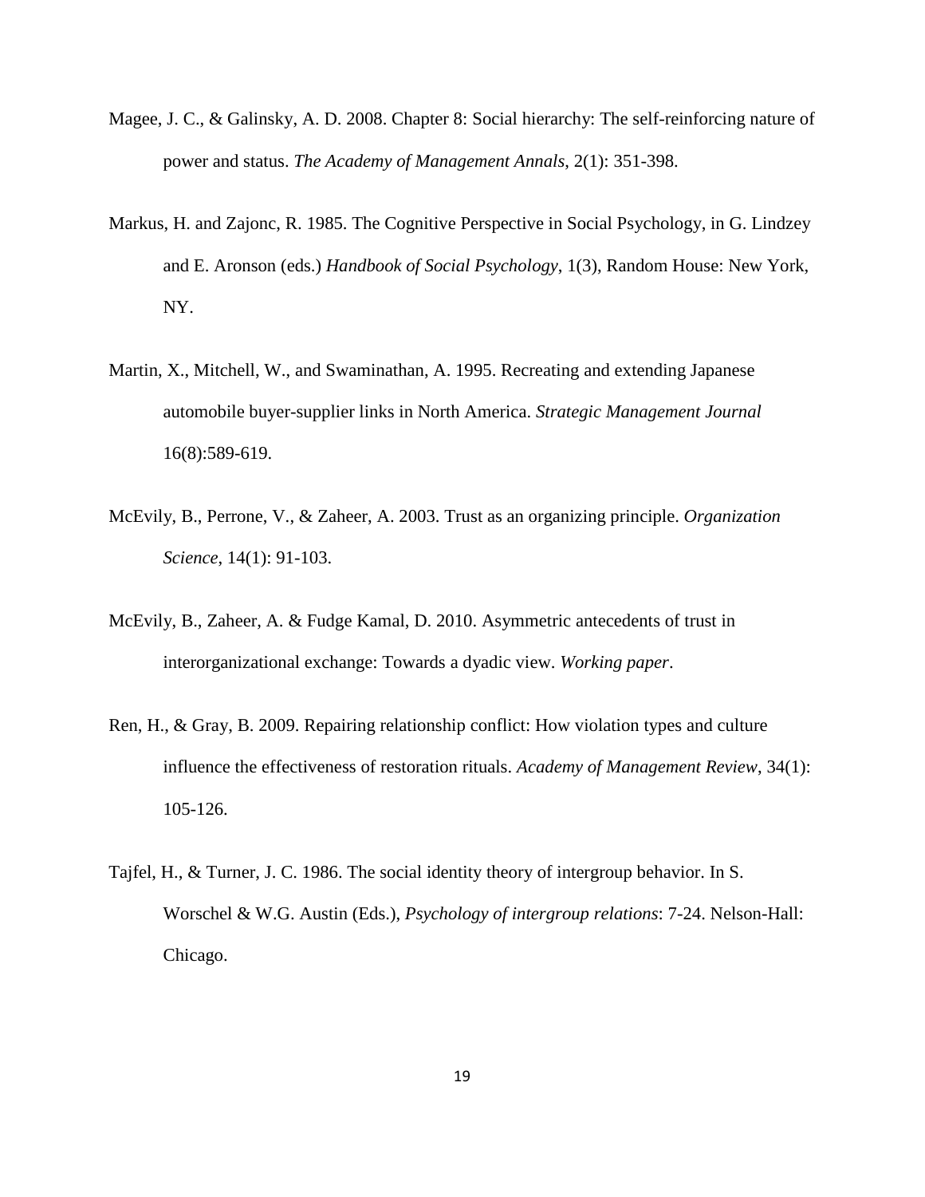Magee, J. C., & Galinsky, A. D. 2008. Chapter 8: Social hierarchy: The self-reinforcing nature of power and status. *The Academy of Management Annals,* 2(1): 351-398.

Markus, H. and Zajonc, R. 1985. The Cognitive Perspective in Social Psychology, in G. Lindzey and E. Aronson (eds.) *Handbook of Social Psychology*, 1(3), Random House: New York, NY.

Martin, X., Mitchell, W., and Swaminathan, A. 1995. Recreating and extending Japanese automobile buyer-supplier links in North America. *Strategic Management Journal* 16(8):589-619.

McEvily, B., Perrone, V., & Zaheer, A. 2003. Trust as an organizing principle. *Organization Science*, 14(1): 91-103.

McEvily, B., Zaheer, A. & Fudge Kamal, D. 2010. Asymmetric antecedents of trust in interorganizational exchange: Towards a dyadic view. *Working paper*.

Ren, H., & Gray, B. 2009. Repairing relationship conflict: How violation types and culture influence the effectiveness of restoration rituals. *Academy of Management Review*, 34(1): 105-126.

Tajfel, H., & Turner, J. C. 1986. The social identity theory of intergroup behavior. In S. Worschel & W.G. Austin (Eds.), *Psychology of intergroup relations*: 7-24. Nelson-Hall: Chicago.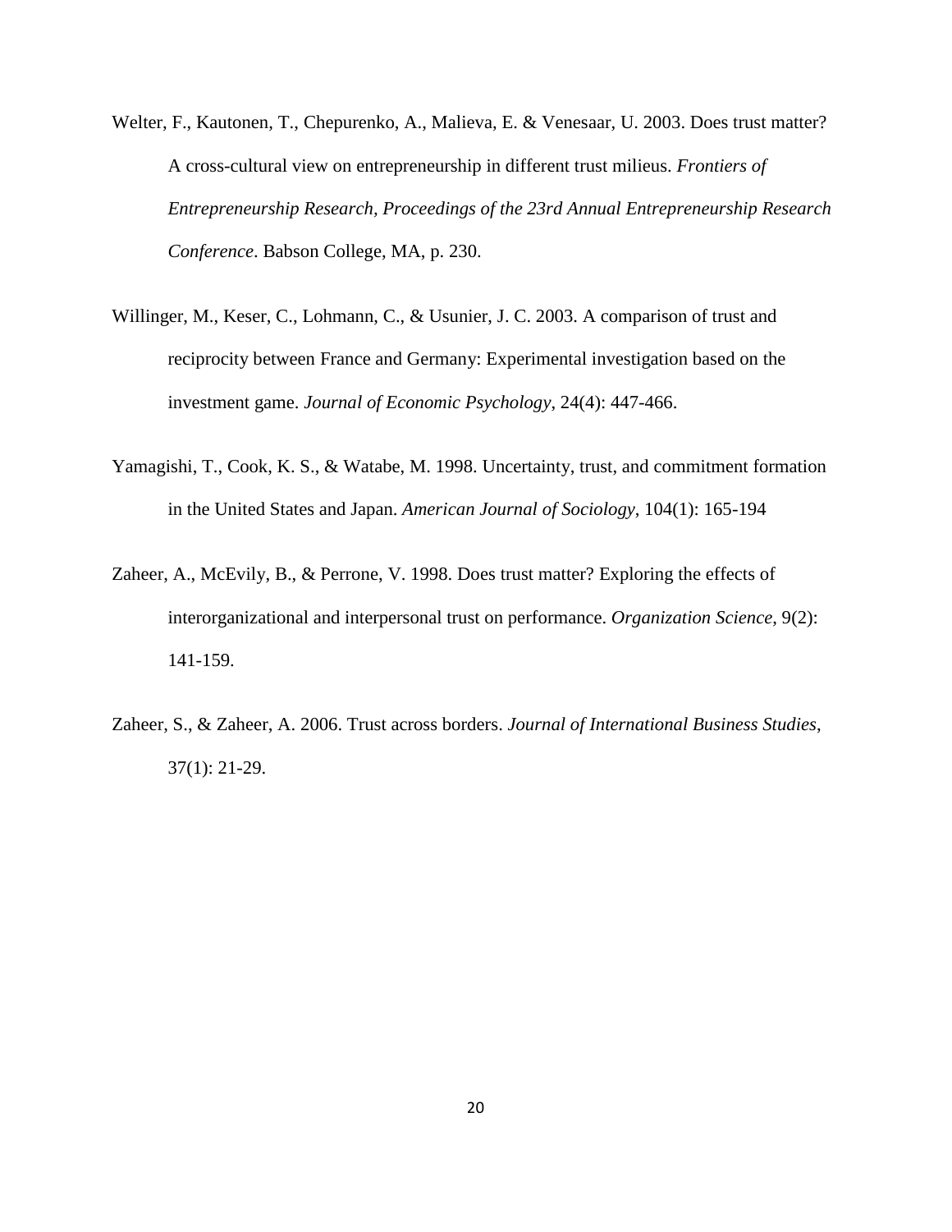Welter, F., Kautonen, T., Chepurenko, A., Malieva, E. & Venesaar, U. 2003. Does trust matter? A cross-cultural view on entrepreneurship in different trust milieus. *Frontiers of Entrepreneurship Research, Proceedings of the 23rd Annual Entrepreneurship Research Conference*. Babson College, MA, p. 230.

Willinger, M., Keser, C., Lohmann, C., & Usunier, J. C. 2003. A comparison of trust and reciprocity between France and Germany: Experimental investigation based on the investment game. *Journal of Economic Psychology*, 24(4): 447-466.

Yamagishi, T., Cook, K. S., & Watabe, M. 1998. Uncertainty, trust, and commitment formation in the United States and Japan. *American Journal of Sociology*, 104(1): 165-194

Zaheer, A., McEvily, B., & Perrone, V. 1998. Does trust matter? Exploring the effects of interorganizational and interpersonal trust on performance. *Organization Science*, 9(2): 141-159.

Zaheer, S., & Zaheer, A. 2006. Trust across borders. *Journal of International Business Studies*, 37(1): 21-29.